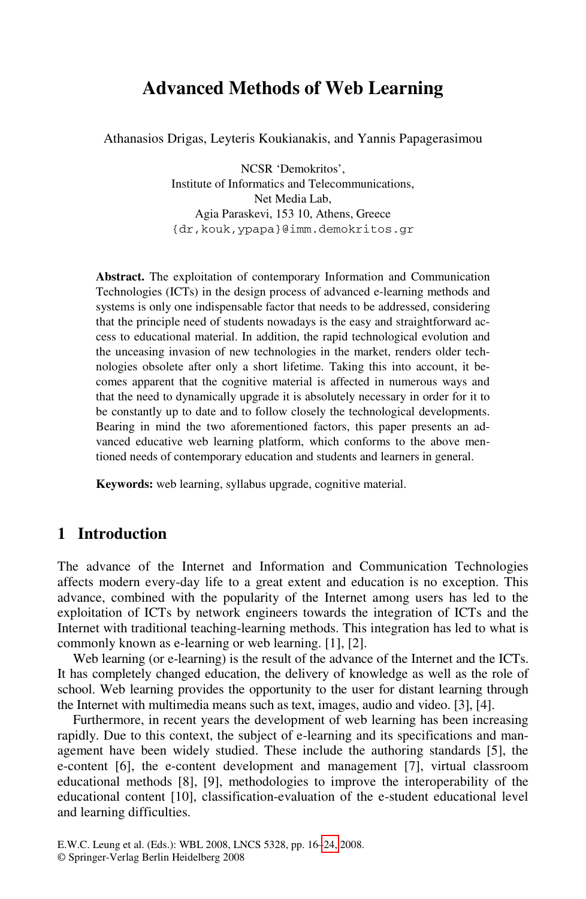# Advanced Methods of Web Learning

Athanasios Drigas, Leyteris Koukianakis, and Yannis Papagerasimou

NCSR 'Demokritos',
Institute of Informatics and Telecommunications,
Net Media Lab,
Agia Paraskevi, 153 10, Athens, Greece
{dr,kouk,ypapa}@imm.demokritos.gr

**Abstract.** The exploitation of contemporary Information and Communication Technologies (ICTs) in the design process of advanced e-learning methods and systems is only one indispensable factor that needs to be addressed, considering that the principle need of students nowadays is the easy and straightforward access to educational material. In addition, the rapid technological evolution and the unceasing invasion of new technologies in the market, renders older technologies obsolete after only a short lifetime. Taking this into account, it becomes apparent that the cognitive material is affected in numerous ways and that the need to dynamically upgrade it is absolutely necessary in order for it to be constantly up to date and to follow closely the technological developments. Bearing in mind the two aforementioned factors, this paper presents an advanced educative web learning platform, which conforms to the above mentioned needs of contemporary education and students and learners in general.

**Keywords:** web learning, syllabus upgrade, cognitive material.

## 1 Introduction

The advance of the Internet and Information and Communication Technologies affects modern every-day life to a great extent and education is no exception. This advance, combined with the popularity of the Internet among users has led to the exploitation of ICTs by network engineers towards the integration of ICTs and the Internet with traditional teaching-learning methods. This integration has led to what is commonly known as e-learning or web learning. [1], [2].

Web learning (or e-learning) is the result of the advance of the Internet and the ICTs. It has completely changed education, the delivery of knowledge as well as the role of school. Web learning provides the opportunity to the user for distant learning through the Internet with multimedia means such as text, images, audio and video. [3], [4].

Furthermore, in recent years the development of web learning has been increasing rapidly. Due to this context, the subject of e-learning and its specifications and management have been widely studied. These include the authoring standards [5], the e-content [6], the e-content development and management [7], virtual classroom educational methods [8], [9], methodologies to improve the interoperability of the educational content [10], classification-evaluation of the e-student educational level and learning difficulties.

E.W.C. Leung et al. (Eds.): WBL 2008, LNCS 5328, pp. 16–24, 2008.
© Springer-Verlag Berlin Heidelberg 2008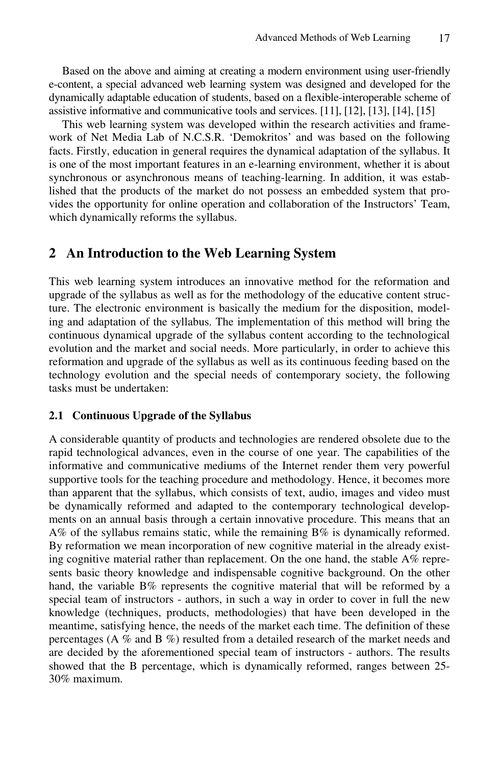Based on the above and aiming at creating a modern environment using user-friendly e-content, a special advanced web learning system was designed and developed for the dynamically adaptable education of students, based on a flexible-interoperable scheme of assistive informative and communicative tools and services. [11], [12], [13], [14], [15]

This web learning system was developed within the research activities and framework of Net Media Lab of N.C.S.R. 'Demokritos' and was based on the following facts. Firstly, education in general requires the dynamical adaptation of the syllabus. It is one of the most important features in an e-learning environment, whether it is about synchronous or asynchronous means of teaching-learning. In addition, it was established that the products of the market do not possess an embedded system that provides the opportunity for online operation and collaboration of the Instructors' Team, which dynamically reforms the syllabus.

## 2 An Introduction to the Web Learning System

This web learning system introduces an innovative method for the reformation and upgrade of the syllabus as well as for the methodology of the educative content structure. The electronic environment is basically the medium for the disposition, modeling and adaptation of the syllabus. The implementation of this method will bring the continuous dynamical upgrade of the syllabus content according to the technological evolution and the market and social needs. More particularly, in order to achieve this reformation and upgrade of the syllabus as well as its continuous feeding based on the technology evolution and the special needs of contemporary society, the following tasks must be undertaken:

### 2.1 Continuous Upgrade of the Syllabus

A considerable quantity of products and technologies are rendered obsolete due to the rapid technological advances, even in the course of one year. The capabilities of the informative and communicative mediums of the Internet render them very powerful supportive tools for the teaching procedure and methodology. Hence, it becomes more than apparent that the syllabus, which consists of text, audio, images and video must be dynamically reformed and adapted to the contemporary technological developments on an annual basis through a certain innovative procedure. This means that an A% of the syllabus remains static, while the remaining B% is dynamically reformed. By reformation we mean incorporation of new cognitive material in the already existing cognitive material rather than replacement. On the one hand, the stable A% represents basic theory knowledge and indispensable cognitive background. On the other hand, the variable B% represents the cognitive material that will be reformed by a special team of instructors - authors, in such a way in order to cover in full the new knowledge (techniques, products, methodologies) that have been developed in the meantime, satisfying hence, the needs of the market each time. The definition of these percentages (A % and B %) resulted from a detailed research of the market needs and are decided by the aforementioned special team of instructors - authors. The results showed that the B percentage, which is dynamically reformed, ranges between 25-30% maximum.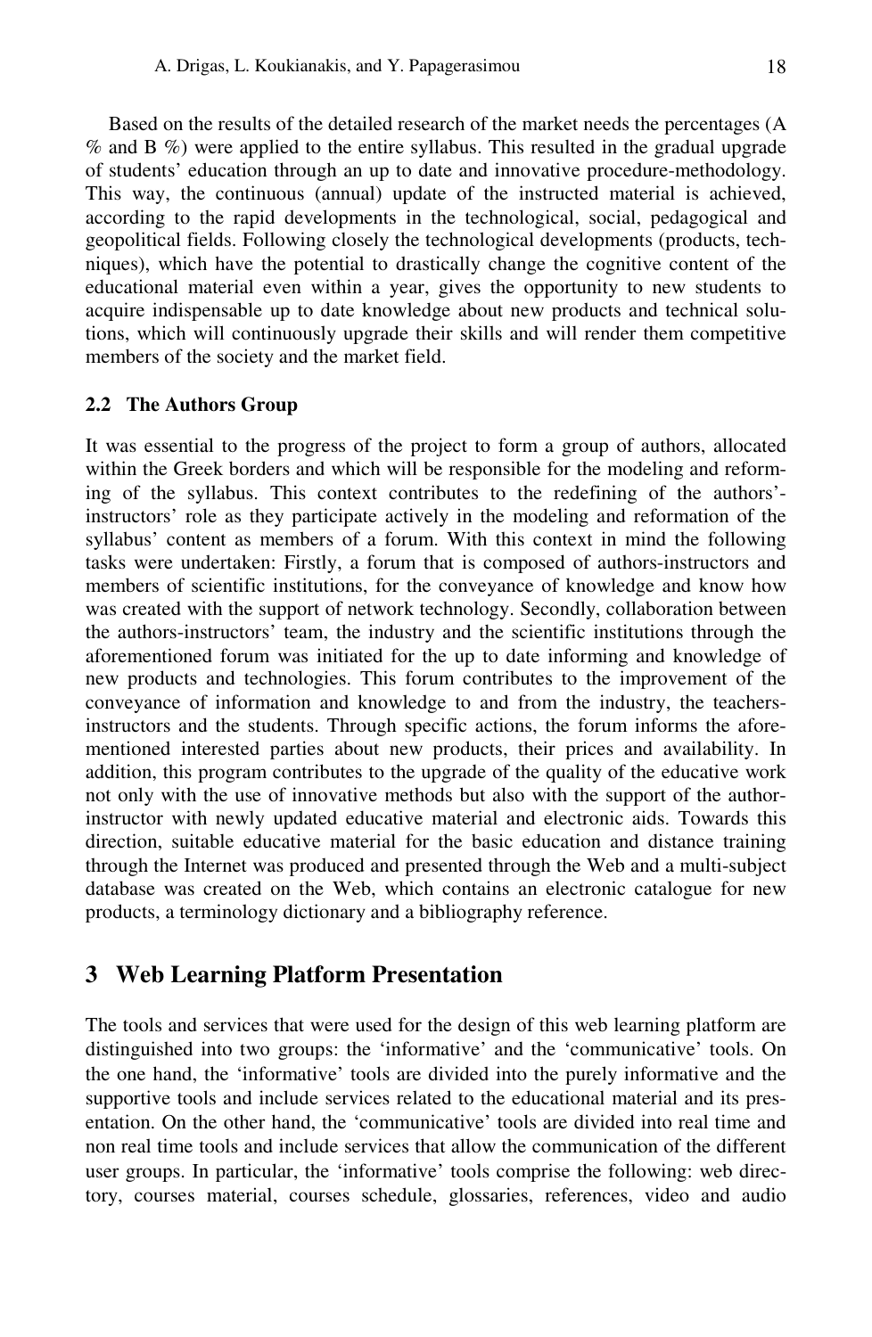Based on the results of the detailed research of the market needs the percentages (A % and B %) were applied to the entire syllabus. This resulted in the gradual upgrade of students' education through an up to date and innovative procedure-methodology. This way, the continuous (annual) update of the instructed material is achieved, according to the rapid developments in the technological, social, pedagogical and geopolitical fields. Following closely the technological developments (products, techniques), which have the potential to drastically change the cognitive content of the educational material even within a year, gives the opportunity to new students to acquire indispensable up to date knowledge about new products and technical solutions, which will continuously upgrade their skills and will render them competitive members of the society and the market field.

### 2.2 The Authors Group

It was essential to the progress of the project to form a group of authors, allocated within the Greek borders and which will be responsible for the modeling and reforming of the syllabus. This context contributes to the redefining of the authors'-instructors' role as they participate actively in the modeling and reformation of the syllabus' content as members of a forum. With this context in mind the following tasks were undertaken: Firstly, a forum that is composed of authors-instructors and members of scientific institutions, for the conveyance of knowledge and know how was created with the support of network technology. Secondly, collaboration between the authors-instructors' team, the industry and the scientific institutions through the aforementioned forum was initiated for the up to date informing and knowledge of new products and technologies. This forum contributes to the improvement of the conveyance of information and knowledge to and from the industry, the teachers-instructors and the students. Through specific actions, the forum informs the aforementioned interested parties about new products, their prices and availability. In addition, this program contributes to the upgrade of the quality of the educative work not only with the use of innovative methods but also with the support of the author-instructor with newly updated educative material and electronic aids. Towards this direction, suitable educative material for the basic education and distance training through the Internet was produced and presented through the Web and a multi-subject database was created on the Web, which contains an electronic catalogue for new products, a terminology dictionary and a bibliography reference.

## 3 Web Learning Platform Presentation

The tools and services that were used for the design of this web learning platform are distinguished into two groups: the 'informative' and the 'communicative' tools. On the one hand, the 'informative' tools are divided into the purely informative and the supportive tools and include services related to the educational material and its presentation. On the other hand, the 'communicative' tools are divided into real time and non real time tools and include services that allow the communication of the different user groups. In particular, the 'informative' tools comprise the following: web directory, courses material, courses schedule, glossaries, references, video and audio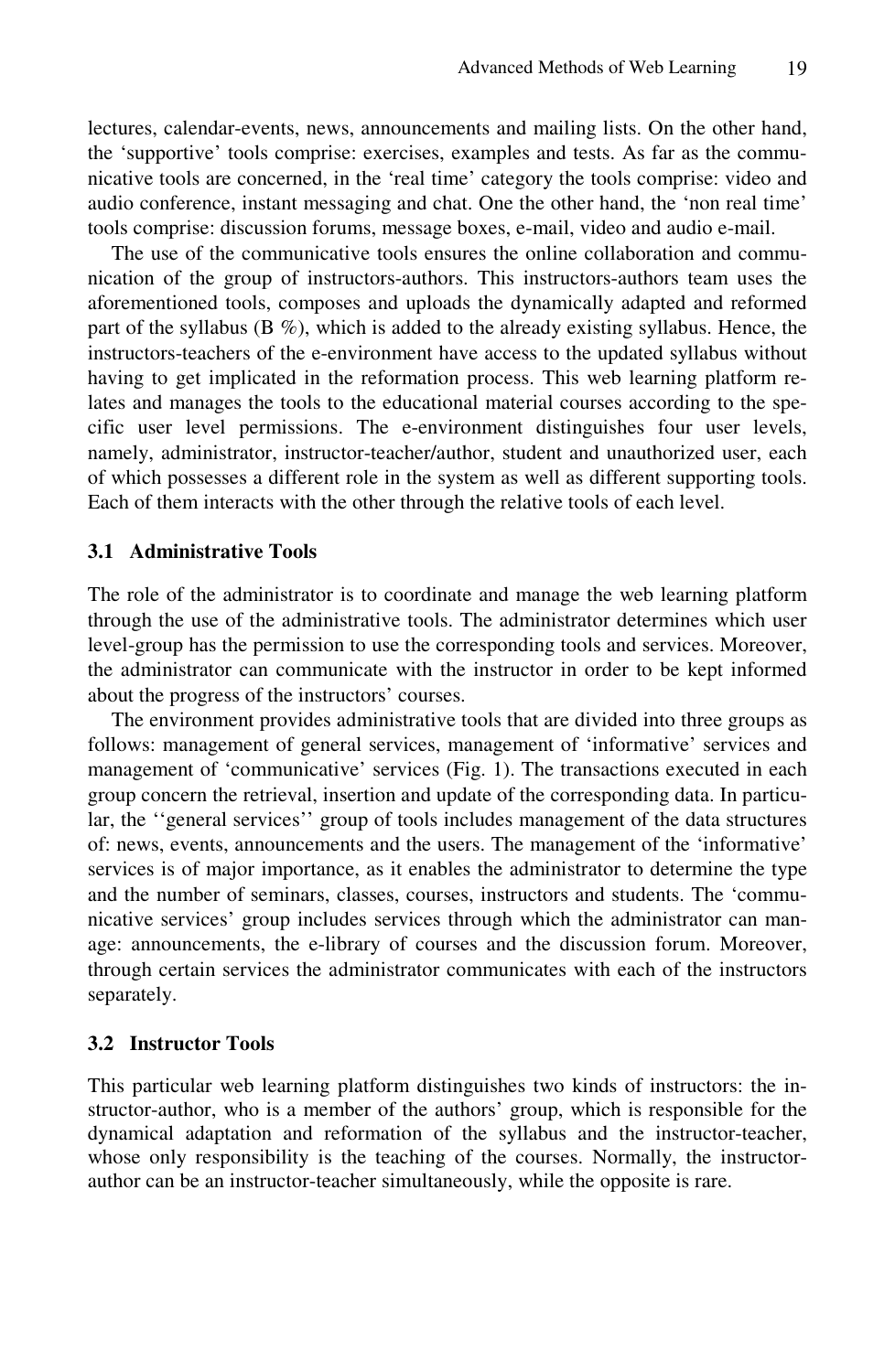lectures, calendar-events, news, announcements and mailing lists. On the other hand, the 'supportive' tools comprise: exercises, examples and tests. As far as the communicative tools are concerned, in the 'real time' category the tools comprise: video and audio conference, instant messaging and chat. One the other hand, the 'non real time' tools comprise: discussion forums, message boxes, e-mail, video and audio e-mail.

The use of the communicative tools ensures the online collaboration and communication of the group of instructors-authors. This instructors-authors team uses the aforementioned tools, composes and uploads the dynamically adapted and reformed part of the syllabus (B %), which is added to the already existing syllabus. Hence, the instructors-teachers of the e-environment have access to the updated syllabus without having to get implicated in the reformation process. This web learning platform relates and manages the tools to the educational material courses according to the specific user level permissions. The e-environment distinguishes four user levels, namely, administrator, instructor-teacher/author, student and unauthorized user, each of which possesses a different role in the system as well as different supporting tools. Each of them interacts with the other through the relative tools of each level.

### 3.1 Administrative Tools

The role of the administrator is to coordinate and manage the web learning platform through the use of the administrative tools. The administrator determines which user level-group has the permission to use the corresponding tools and services. Moreover, the administrator can communicate with the instructor in order to be kept informed about the progress of the instructors' courses.

The environment provides administrative tools that are divided into three groups as follows: management of general services, management of 'informative' services and management of 'communicative' services (Fig. 1). The transactions executed in each group concern the retrieval, insertion and update of the corresponding data. In particular, the ''general services'' group of tools includes management of the data structures of: news, events, announcements and the users. The management of the 'informative' services is of major importance, as it enables the administrator to determine the type and the number of seminars, classes, courses, instructors and students. The 'communicative services' group includes services through which the administrator can manage: announcements, the e-library of courses and the discussion forum. Moreover, through certain services the administrator communicates with each of the instructors separately.

### 3.2 Instructor Tools

This particular web learning platform distinguishes two kinds of instructors: the instructor-author, who is a member of the authors' group, which is responsible for the dynamical adaptation and reformation of the syllabus and the instructor-teacher, whose only responsibility is the teaching of the courses. Normally, the instructor-author can be an instructor-teacher simultaneously, while the opposite is rare.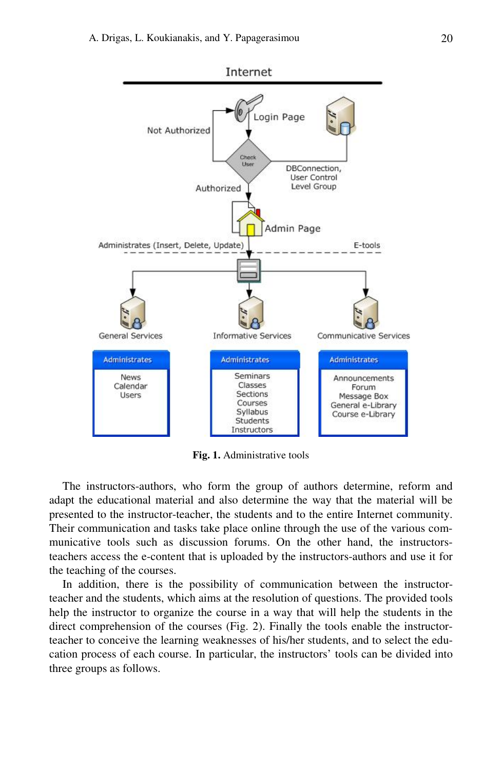**Fig. 1.** Administrative tools

The instructors-authors, who form the group of authors determine, reform and adapt the educational material and also determine the way that the material will be presented to the instructor-teacher, the students and to the entire Internet community. Their communication and tasks take place online through the use of the various communicative tools such as discussion forums. On the other hand, the instructors-teachers access the e-content that is uploaded by the instructors-authors and use it for the teaching of the courses.

In addition, there is the possibility of communication between the instructor-teacher and the students, which aims at the resolution of questions. The provided tools help the instructor to organize the course in a way that will help the students in the direct comprehension of the courses (Fig. 2). Finally the tools enable the instructor-teacher to conceive the learning weaknesses of his/her students, and to select the education process of each course. In particular, the instructors' tools can be divided into three groups as follows.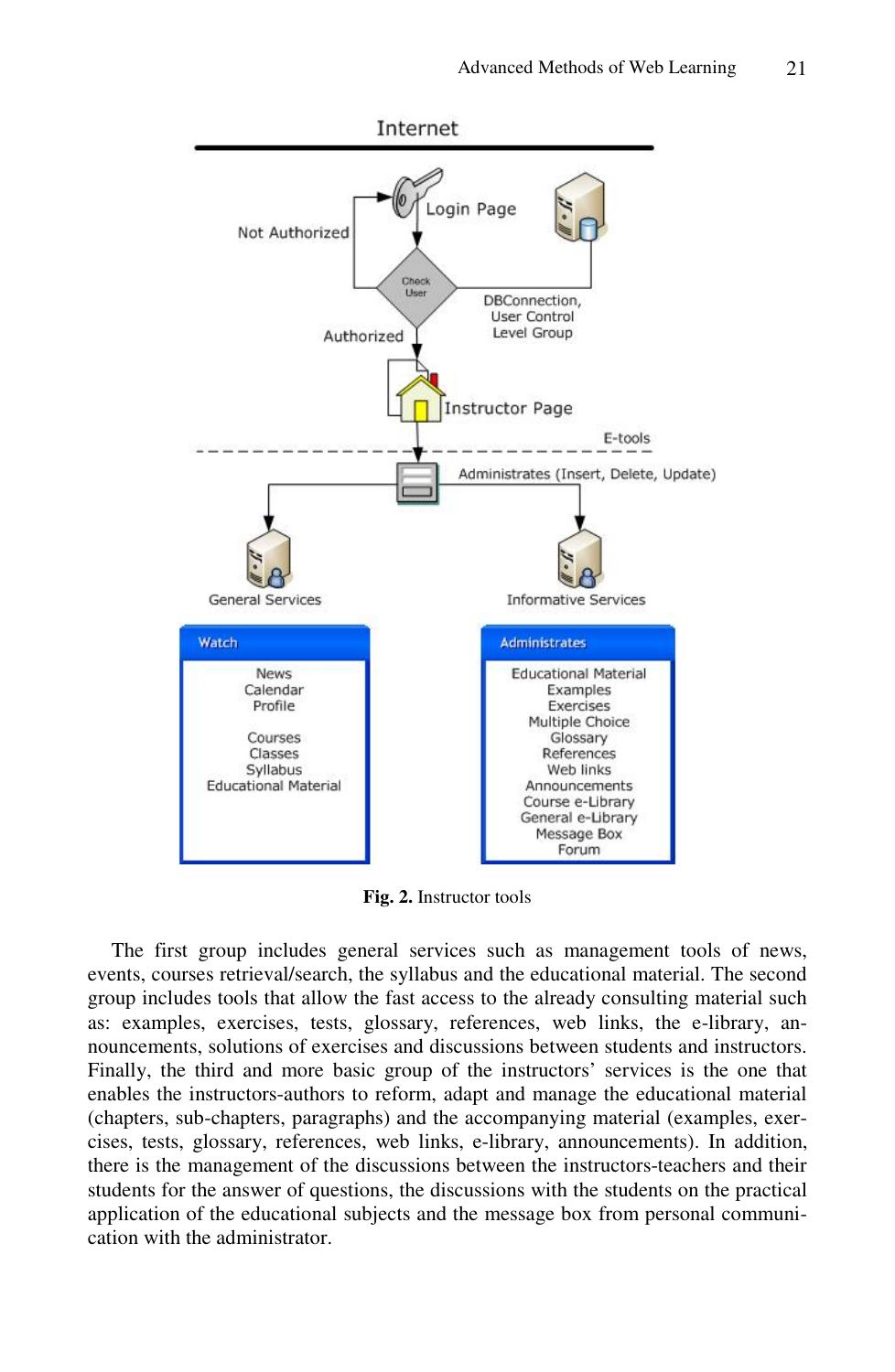Fig. 2. Instructor tools

The first group includes general services such as management tools of news, events, courses retrieval/search, the syllabus and the educational material. The second group includes tools that allow the fast access to the already consulting material such as: examples, exercises, tests, glossary, references, web links, the e-library, announcements, solutions of exercises and discussions between students and instructors. Finally, the third and more basic group of the instructors' services is the one that enables the instructors-authors to reform, adapt and manage the educational material (chapters, sub-chapters, paragraphs) and the accompanying material (examples, exercises, tests, glossary, references, web links, e-library, announcements). In addition, there is the management of the discussions between the instructors-teachers and their students for the answer of questions, the discussions with the students on the practical application of the educational subjects and the message box from personal communication with the administrator.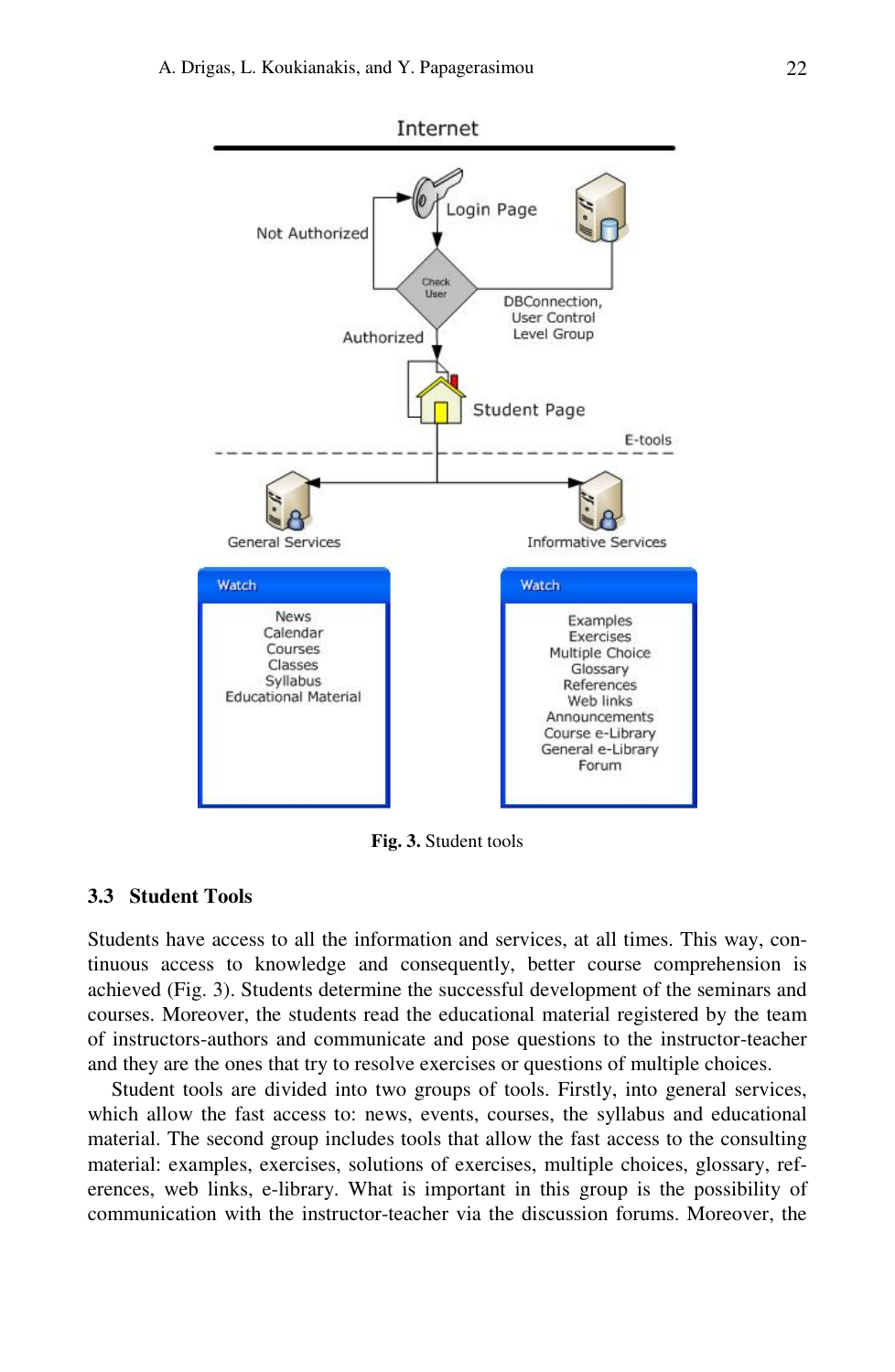Fig. 3. Student tools

### 3.3 Student Tools

Students have access to all the information and services, at all times. This way, continuous access to knowledge and consequently, better course comprehension is achieved (Fig. 3). Students determine the successful development of the seminars and courses. Moreover, the students read the educational material registered by the team of instructors-authors and communicate and pose questions to the instructor-teacher and they are the ones that try to resolve exercises or questions of multiple choices.

Student tools are divided into two groups of tools. Firstly, into general services, which allow the fast access to: news, events, courses, the syllabus and educational material. The second group includes tools that allow the fast access to the consulting material: examples, exercises, solutions of exercises, multiple choices, glossary, references, web links, e-library. What is important in this group is the possibility of communication with the instructor-teacher via the discussion forums. Moreover, the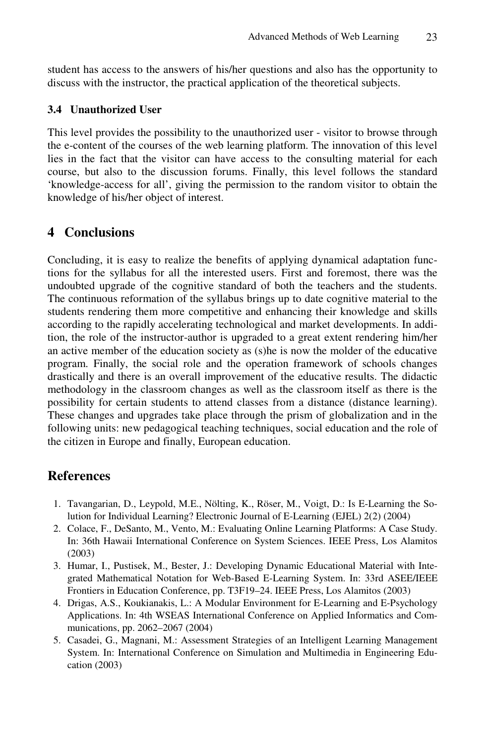student has access to the answers of his/her questions and also has the opportunity to discuss with the instructor, the practical application of the theoretical subjects.

### 3.4 Unauthorized User

This level provides the possibility to the unauthorized user - visitor to browse through the e-content of the courses of the web learning platform. The innovation of this level lies in the fact that the visitor can have access to the consulting material for each course, but also to the discussion forums. Finally, this level follows the standard 'knowledge-access for all', giving the permission to the random visitor to obtain the knowledge of his/her object of interest.

## 4 Conclusions

Concluding, it is easy to realize the benefits of applying dynamical adaptation functions for the syllabus for all the interested users. First and foremost, there was the undoubted upgrade of the cognitive standard of both the teachers and the students. The continuous reformation of the syllabus brings up to date cognitive material to the students rendering them more competitive and enhancing their knowledge and skills according to the rapidly accelerating technological and market developments. In addition, the role of the instructor-author is upgraded to a great extent rendering him/her an active member of the education society as (s)he is now the molder of the educative program. Finally, the social role and the operation framework of schools changes drastically and there is an overall improvement of the educative results. The didactic methodology in the classroom changes as well as the classroom itself as there is the possibility for certain students to attend classes from a distance (distance learning). These changes and upgrades take place through the prism of globalization and in the following units: new pedagogical teaching techniques, social education and the role of the citizen in Europe and finally, European education.

## References

1. Tavangarian, D., Leypold, M.E., Nölting, K., Röser, M., Voigt, D.: Is E-Learning the Solution for Individual Learning? Electronic Journal of E-Learning (EJEL) 2(2) (2004)
2. Colace, F., DeSanto, M., Vento, M.: Evaluating Online Learning Platforms: A Case Study. In: 36th Hawaii International Conference on System Sciences. IEEE Press, Los Alamitos (2003)
3. Humar, I., Pustisek, M., Bester, J.: Developing Dynamic Educational Material with Integrated Mathematical Notation for Web-Based E-Learning System. In: 33rd ASEE/IEEE Frontiers in Education Conference, pp. T3F19–24. IEEE Press, Los Alamitos (2003)
4. Drigas, A.S., Koukianakis, L.: A Modular Environment for E-Learning and E-Psychology Applications. In: 4th WSEAS International Conference on Applied Informatics and Communications, pp. 2062–2067 (2004)
5. Casadei, G., Magnani, M.: Assessment Strategies of an Intelligent Learning Management System. In: International Conference on Simulation and Multimedia in Engineering Education (2003)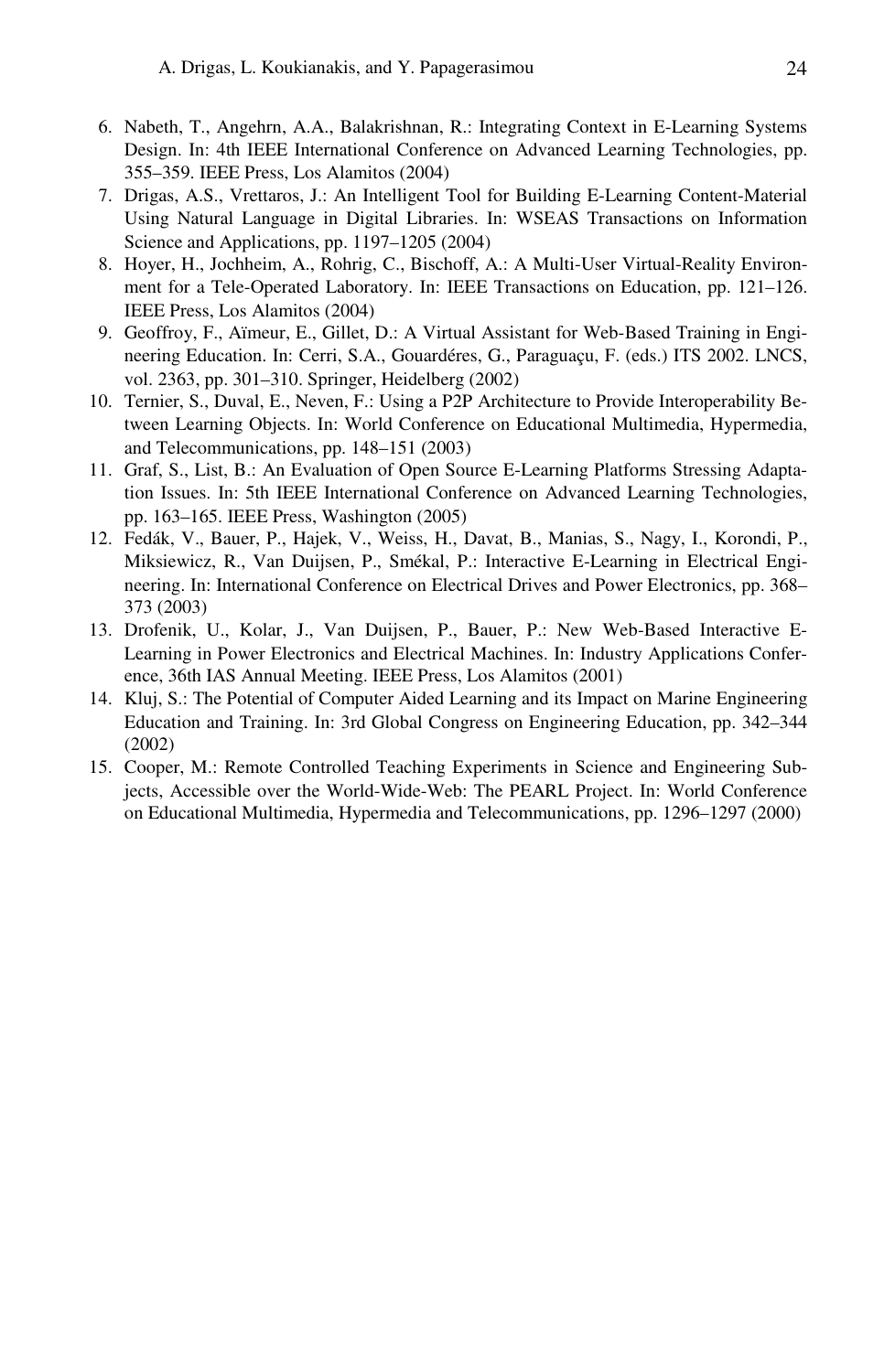6. Nabeth, T., Angehrn, A.A., Balakrishnan, R.: Integrating Context in E-Learning Systems Design. In: 4th IEEE International Conference on Advanced Learning Technologies, pp. 355–359. IEEE Press, Los Alamitos (2004)
7. Drigas, A.S., Vrettaros, J.: An Intelligent Tool for Building E-Learning Content-Material Using Natural Language in Digital Libraries. In: WSEAS Transactions on Information Science and Applications, pp. 1197–1205 (2004)
8. Hoyer, H., Jochheim, A., Rohrig, C., Bischoff, A.: A Multi-User Virtual-Reality Environment for a Tele-Operated Laboratory. In: IEEE Transactions on Education, pp. 121–126. IEEE Press, Los Alamitos (2004)
9. Geoffroy, F., Aïmeur, E., Gillet, D.: A Virtual Assistant for Web-Based Training in Engineering Education. In: Cerri, S.A., Gouardéres, G., Paraguaçu, F. (eds.) ITS 2002. LNCS, vol. 2363, pp. 301–310. Springer, Heidelberg (2002)
10. Ternier, S., Duval, E., Neven, F.: Using a P2P Architecture to Provide Interoperability Between Learning Objects. In: World Conference on Educational Multimedia, Hypermedia, and Telecommunications, pp. 148–151 (2003)
11. Graf, S., List, B.: An Evaluation of Open Source E-Learning Platforms Stressing Adaptation Issues. In: 5th IEEE International Conference on Advanced Learning Technologies, pp. 163–165. IEEE Press, Washington (2005)
12. Fedák, V., Bauer, P., Hajek, V., Weiss, H., Davat, B., Manias, S., Nagy, I., Korondi, P., Miksiewicz, R., Van Duijsen, P., Smékal, P.: Interactive E-Learning in Electrical Engineering. In: International Conference on Electrical Drives and Power Electronics, pp. 368–373 (2003)
13. Drofenik, U., Kolar, J., Van Duijsen, P., Bauer, P.: New Web-Based Interactive E-Learning in Power Electronics and Electrical Machines. In: Industry Applications Conference, 36th IAS Annual Meeting. IEEE Press, Los Alamitos (2001)
14. Kluj, S.: The Potential of Computer Aided Learning and its Impact on Marine Engineering Education and Training. In: 3rd Global Congress on Engineering Education, pp. 342–344 (2002)
15. Cooper, M.: Remote Controlled Teaching Experiments in Science and Engineering Subjects, Accessible over the World-Wide-Web: The PEARL Project. In: World Conference on Educational Multimedia, Hypermedia and Telecommunications, pp. 1296–1297 (2000)